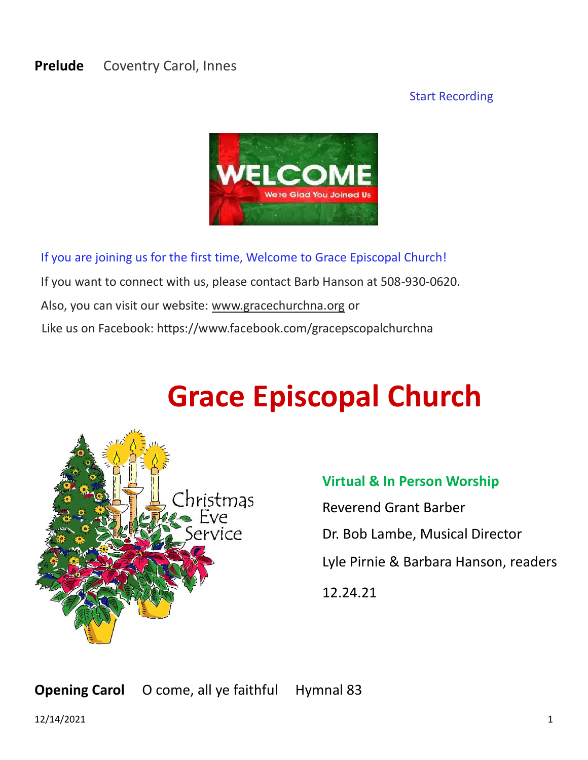**Prelude** Coventry Carol, Innes

Start Recording

If you are joining us for the first time, Welcome to Grace Episcopal Church!

If you want to connect with us, please contact Barb Hanson at 508-930-0620.

Also, you can visit our website: www.gracechurchna.org or

Like us on Facebook: https://www.facebook.com/gracepscopalchurchna

# Grace Episcopal Church

**Virtual & In Person Worship**

Reverend Grant Barber

Dr. Bob Lambe, Musical Director

Lyle Pirnie & Barbara Hanson, readers

12.24.21

**Opening Carol** O come, all ye faithful Hymnal 83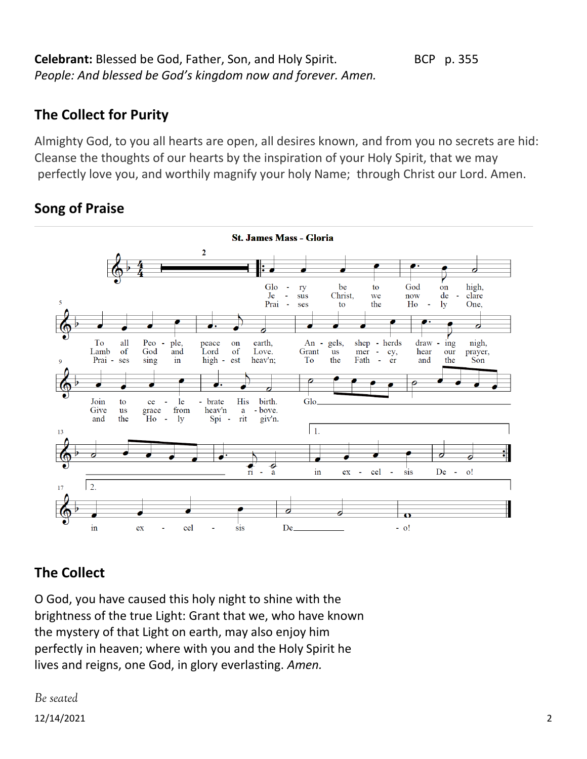**Celebrant:** Blessed be God, Father, Son, and Holy Spirit. BCP p. 355
*People: And blessed be God's kingdom now and forever. Amen.*

## The Collect for Purity

Almighty God, to you all hearts are open, all desires known, and from you no secrets are hid: Cleanse the thoughts of our hearts by the inspiration of your Holy Spirit, that we may perfectly love you, and worthily magnify your holy Name; through Christ our Lord. Amen.

## Song of Praise

**St. James Mass - Gloria**

Glory be to God on high, To all People, peace on earth, Angels, shepherds drawing nigh, Join to celebrate His birth.
Jesus Christ, we now declare Lamb of God and Lord of Love. Grant us mercy, hear our prayer, Give us grace from heav'n above.
Praises to the Holy One, Praises sing in highest heav'n; To the Father and the Son and the Holy Spirit giv'n.
Gloria in excelsis Deo!

## The Collect

O God, you have caused this holy night to shine with the brightness of the true Light: Grant that we, who have known the mystery of that Light on earth, may also enjoy him perfectly in heaven; where with you and the Holy Spirit he lives and reigns, one God, in glory everlasting. *Amen.*

*Be seated*

12/14/2021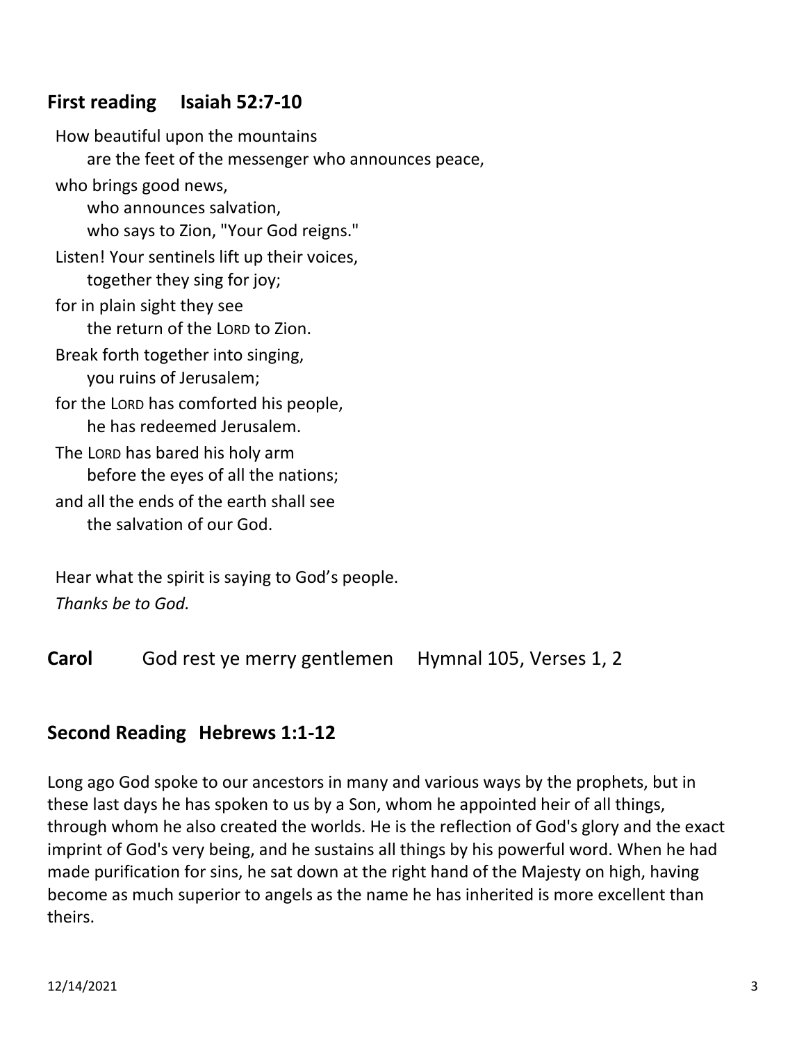## First reading Isaiah 52:7-10

How beautiful upon the mountains
  are the feet of the messenger who announces peace,
who brings good news,
  who announces salvation,
  who says to Zion, "Your God reigns."
Listen! Your sentinels lift up their voices,
  together they sing for joy;
for in plain sight they see
  the return of the LORD to Zion.
Break forth together into singing,
  you ruins of Jerusalem;
for the LORD has comforted his people,
  he has redeemed Jerusalem.
The LORD has bared his holy arm
  before the eyes of all the nations;
and all the ends of the earth shall see
  the salvation of our God.

Hear what the spirit is saying to God's people.
*Thanks be to God.*

**Carol** God rest ye merry gentlemen Hymnal 105, Verses 1, 2

## Second Reading Hebrews 1:1-12

Long ago God spoke to our ancestors in many and various ways by the prophets, but in these last days he has spoken to us by a Son, whom he appointed heir of all things, through whom he also created the worlds. He is the reflection of God's glory and the exact imprint of God's very being, and he sustains all things by his powerful word. When he had made purification for sins, he sat down at the right hand of the Majesty on high, having become as much superior to angels as the name he has inherited is more excellent than theirs.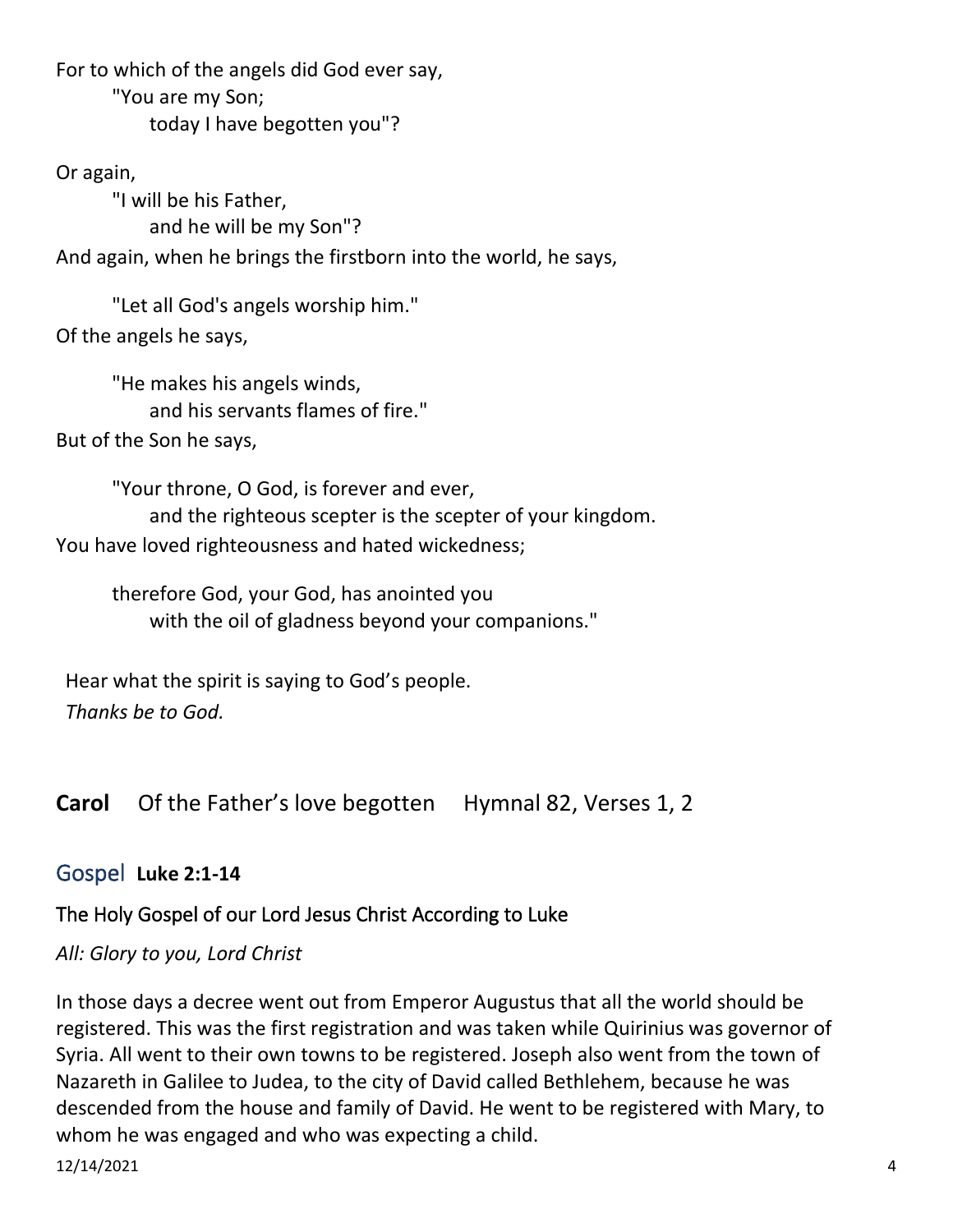For to which of the angels did God ever say,

"You are my Son;

today I have begotten you"?

Or again,

"I will be his Father,

and he will be my Son"?

And again, when he brings the firstborn into the world, he says,

"Let all God's angels worship him."

Of the angels he says,

"He makes his angels winds,

and his servants flames of fire."

But of the Son he says,

"Your throne, O God, is forever and ever,

and the righteous scepter is the scepter of your kingdom.

You have loved righteousness and hated wickedness;

therefore God, your God, has anointed you

with the oil of gladness beyond your companions."

Hear what the spirit is saying to God's people.

*Thanks be to God.*

**Carol** Of the Father's love begotten Hymnal 82, Verses 1, 2

## Gospel **Luke 2:1-14**

The Holy Gospel of our Lord Jesus Christ According to Luke

*All: Glory to you, Lord Christ*

In those days a decree went out from Emperor Augustus that all the world should be registered. This was the first registration and was taken while Quirinius was governor of Syria. All went to their own towns to be registered. Joseph also went from the town of Nazareth in Galilee to Judea, to the city of David called Bethlehem, because he was descended from the house and family of David. He went to be registered with Mary, to whom he was engaged and who was expecting a child.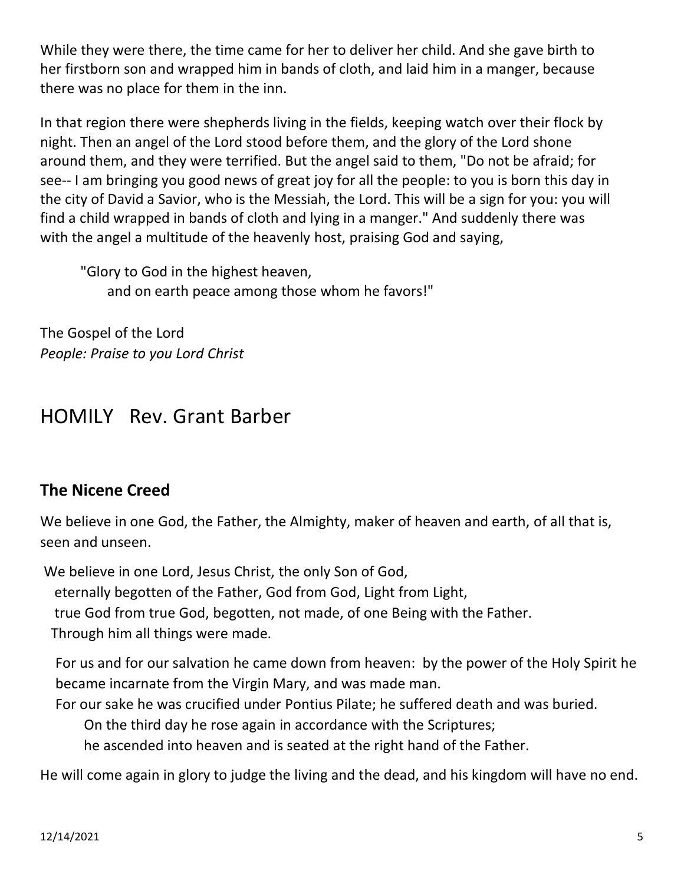While they were there, the time came for her to deliver her child. And she gave birth to her firstborn son and wrapped him in bands of cloth, and laid him in a manger, because there was no place for them in the inn.

In that region there were shepherds living in the fields, keeping watch over their flock by night. Then an angel of the Lord stood before them, and the glory of the Lord shone around them, and they were terrified. But the angel said to them, "Do not be afraid; for see-- I am bringing you good news of great joy for all the people: to you is born this day in the city of David a Savior, who is the Messiah, the Lord. This will be a sign for you: you will find a child wrapped in bands of cloth and lying in a manger." And suddenly there was with the angel a multitude of the heavenly host, praising God and saying,

"Glory to God in the highest heaven,
and on earth peace among those whom he favors!"

The Gospel of the Lord
*People: Praise to you Lord Christ*

# HOMILY Rev. Grant Barber

## **The Nicene Creed**

We believe in one God, the Father, the Almighty, maker of heaven and earth, of all that is, seen and unseen.

We believe in one Lord, Jesus Christ, the only Son of God,
eternally begotten of the Father, God from God, Light from Light,
true God from true God, begotten, not made, of one Being with the Father.
Through him all things were made.

For us and for our salvation he came down from heaven: by the power of the Holy Spirit he became incarnate from the Virgin Mary, and was made man.
For our sake he was crucified under Pontius Pilate; he suffered death and was buried.
On the third day he rose again in accordance with the Scriptures;
he ascended into heaven and is seated at the right hand of the Father.

He will come again in glory to judge the living and the dead, and his kingdom will have no end.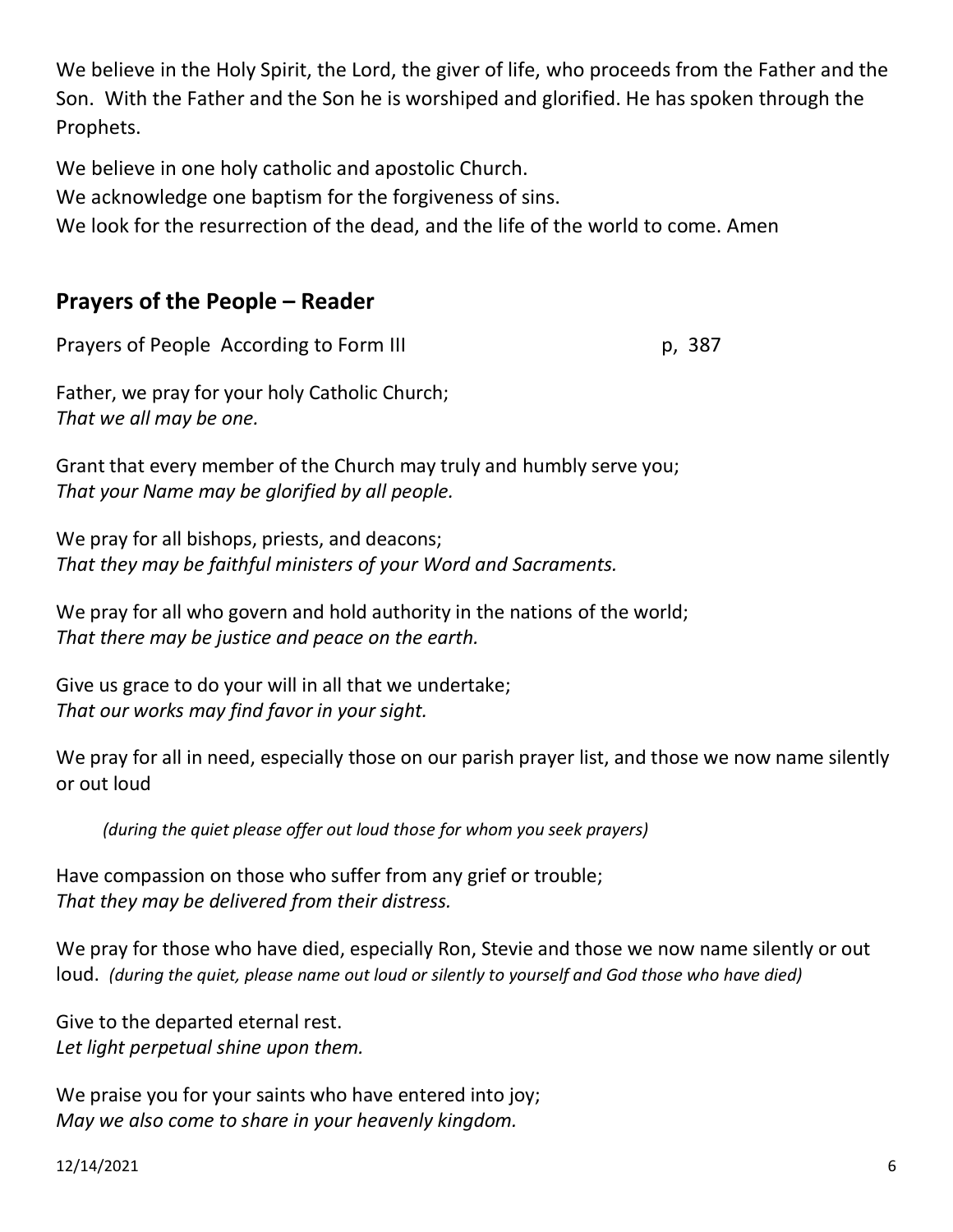We believe in the Holy Spirit, the Lord, the giver of life, who proceeds from the Father and the Son. With the Father and the Son he is worshiped and glorified. He has spoken through the Prophets.

We believe in one holy catholic and apostolic Church.
We acknowledge one baptism for the forgiveness of sins.
We look for the resurrection of the dead, and the life of the world to come. Amen

## Prayers of the People – Reader

Prayers of People According to Form III p, 387

Father, we pray for your holy Catholic Church;
*That we all may be one.*

Grant that every member of the Church may truly and humbly serve you;
*That your Name may be glorified by all people.*

We pray for all bishops, priests, and deacons;
*That they may be faithful ministers of your Word and Sacraments.*

We pray for all who govern and hold authority in the nations of the world;
*That there may be justice and peace on the earth.*

Give us grace to do your will in all that we undertake;
*That our works may find favor in your sight.*

We pray for all in need, especially those on our parish prayer list, and those we now name silently or out loud

*(during the quiet please offer out loud those for whom you seek prayers)*

Have compassion on those who suffer from any grief or trouble;
*That they may be delivered from their distress.*

We pray for those who have died, especially Ron, Stevie and those we now name silently or out loud. *(during the quiet, please name out loud or silently to yourself and God those who have died)*

Give to the departed eternal rest.
*Let light perpetual shine upon them.*

We praise you for your saints who have entered into joy;
*May we also come to share in your heavenly kingdom.*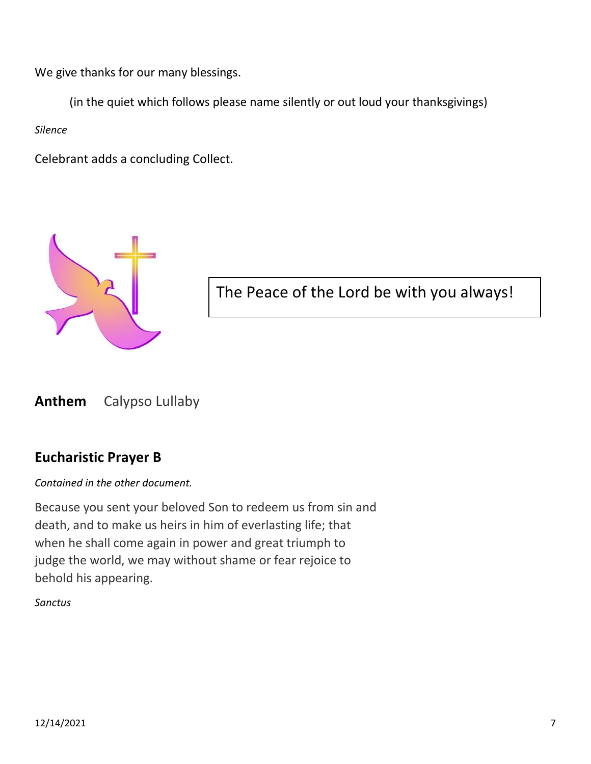We give thanks for our many blessings.

(in the quiet which follows please name silently or out loud your thanksgivings)

*Silence*

Celebrant adds a concluding Collect.

The Peace of the Lord be with you always!

**Anthem** Calypso Lullaby

## Eucharistic Prayer B

*Contained in the other document.*

Because you sent your beloved Son to redeem us from sin and death, and to make us heirs in him of everlasting life; that when he shall come again in power and great triumph to judge the world, we may without shame or fear rejoice to behold his appearing.

*Sanctus*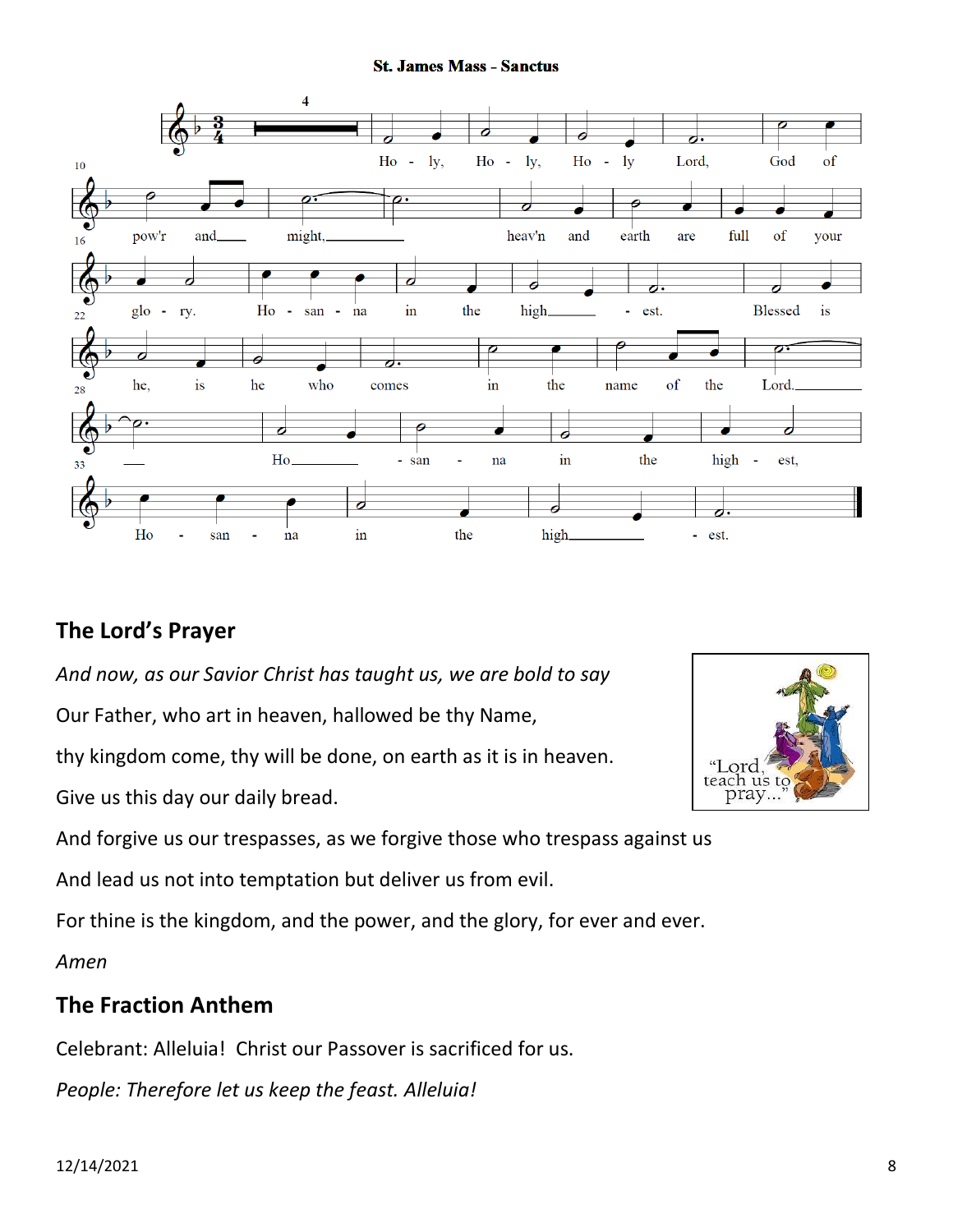**St. James Mass - Sanctus**

## The Lord's Prayer

*And now, as our Savior Christ has taught us, we are bold to say*

Our Father, who art in heaven, hallowed be thy Name,

thy kingdom come, thy will be done, on earth as it is in heaven.

Give us this day our daily bread.

And forgive us our trespasses, as we forgive those who trespass against us

And lead us not into temptation but deliver us from evil.

For thine is the kingdom, and the power, and the glory, for ever and ever.

*Amen*

## The Fraction Anthem

Celebrant: Alleluia!  Christ our Passover is sacrificed for us.

*People: Therefore let us keep the feast. Alleluia!*

12/14/2021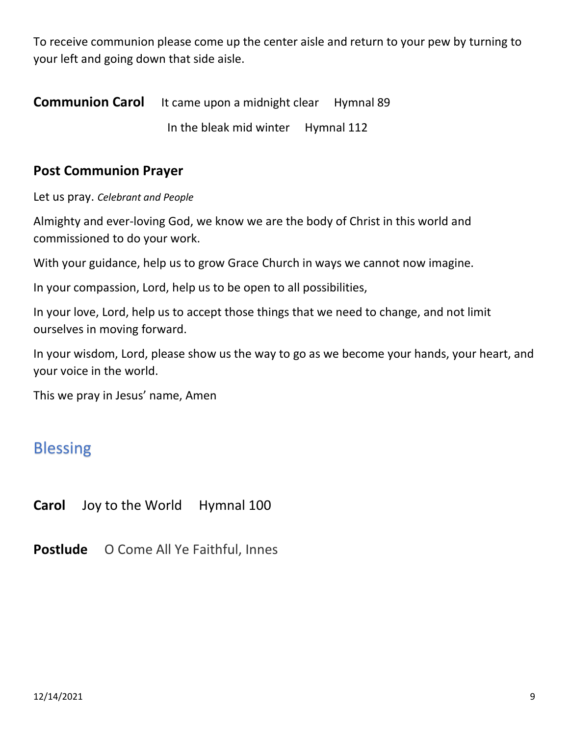To receive communion please come up the center aisle and return to your pew by turning to your left and going down that side aisle.

**Communion Carol** It came upon a midnight clear Hymnal 89

In the bleak mid winter Hymnal 112

### Post Communion Prayer

Let us pray. *Celebrant and People*

Almighty and ever-loving God, we know we are the body of Christ in this world and commissioned to do your work.

With your guidance, help us to grow Grace Church in ways we cannot now imagine.

In your compassion, Lord, help us to be open to all possibilities,

In your love, Lord, help us to accept those things that we need to change, and not limit ourselves in moving forward.

In your wisdom, Lord, please show us the way to go as we become your hands, your heart, and your voice in the world.

This we pray in Jesus' name, Amen

## Blessing

**Carol** Joy to the World Hymnal 100

**Postlude** O Come All Ye Faithful, Innes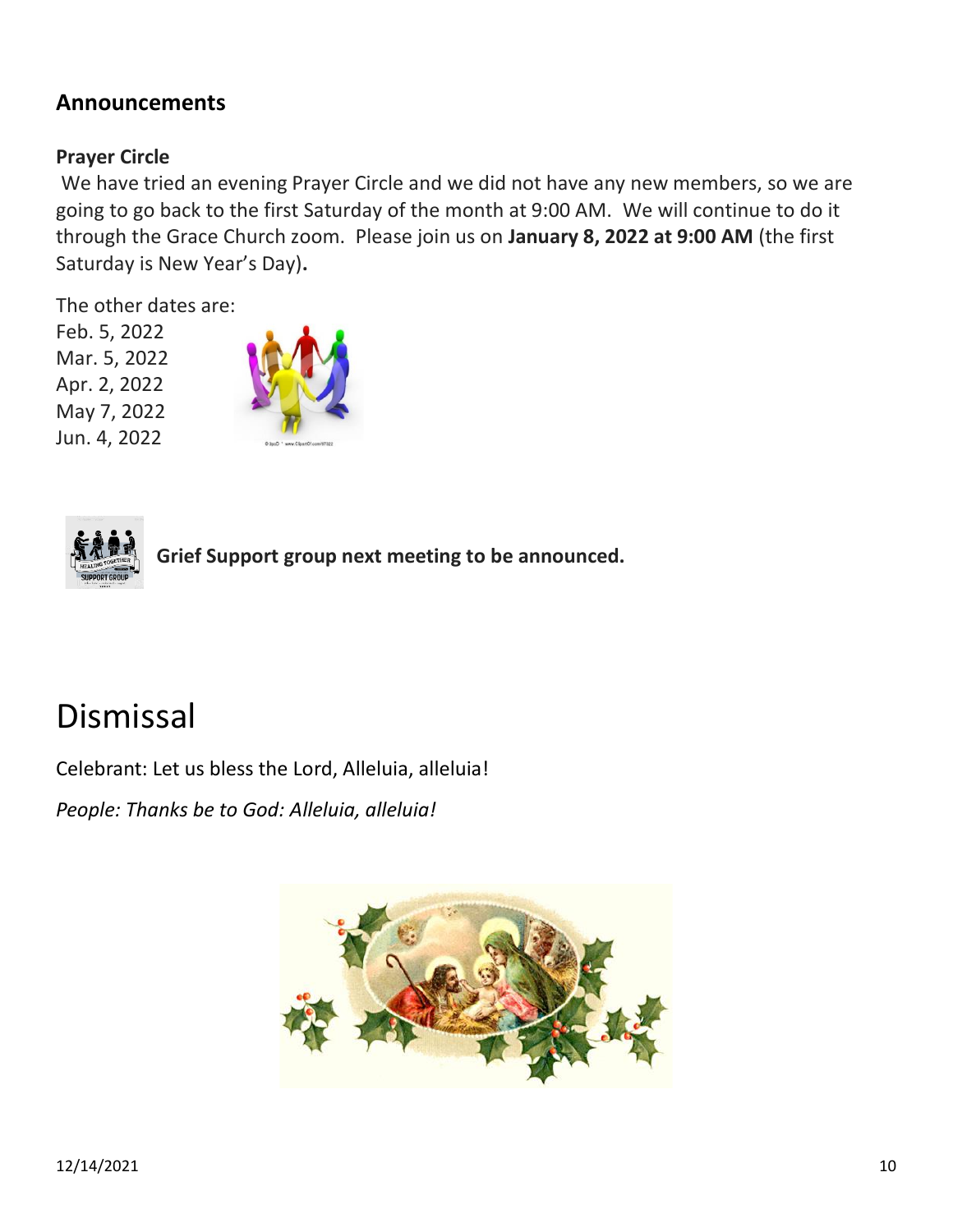## Announcements

### Prayer Circle

We have tried an evening Prayer Circle and we did not have any new members, so we are going to go back to the first Saturday of the month at 9:00 AM. We will continue to do it through the Grace Church zoom. Please join us on **January 8, 2022 at 9:00 AM** (the first Saturday is New Year's Day)**.**

The other dates are:
Feb. 5, 2022
Mar. 5, 2022
Apr. 2, 2022
May 7, 2022
Jun. 4, 2022

**Grief Support group next meeting to be announced.**

# Dismissal

Celebrant: Let us bless the Lord, Alleluia, alleluia!

*People: Thanks be to God: Alleluia, alleluia!*